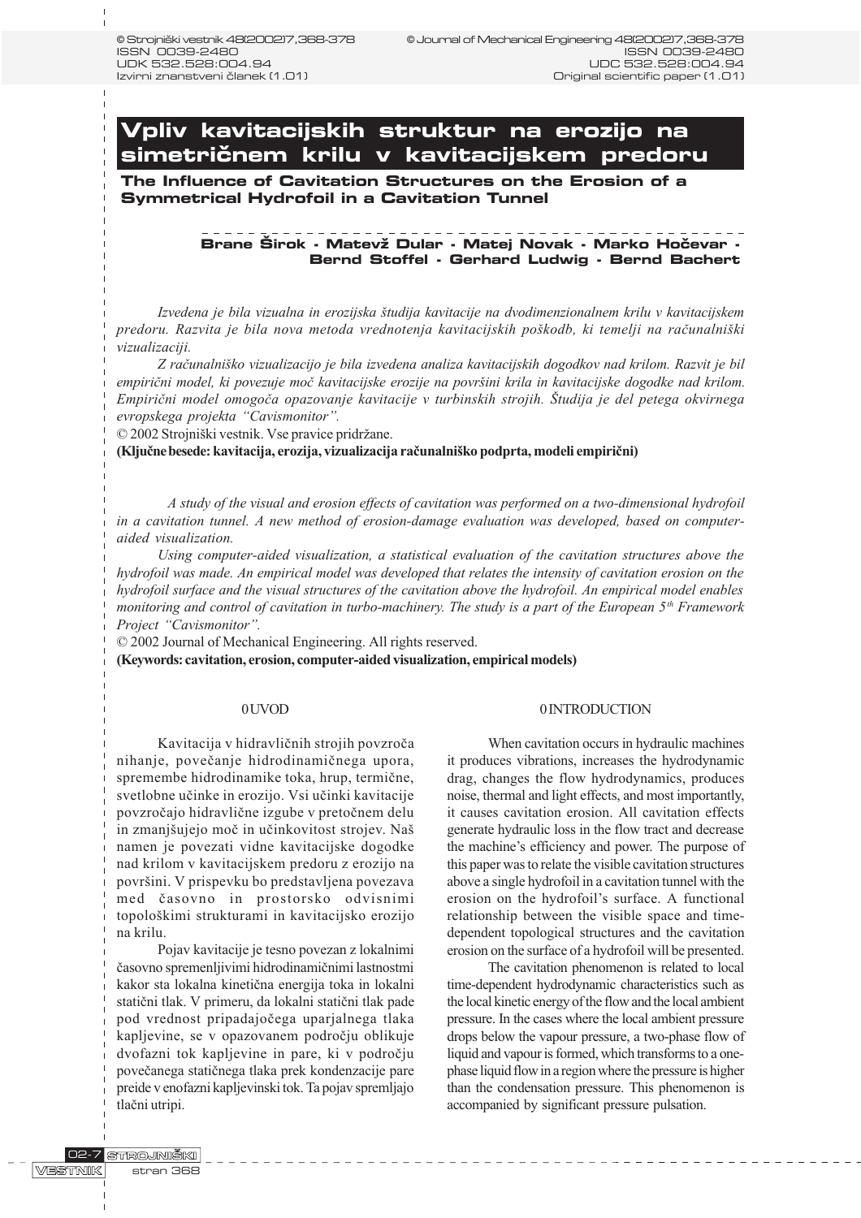# Vpliv kavitacijskih struktur na erozijo na simetričnem krilu v kavitacijskem predoru

## The Influence of Cavitation Structures on the Erosion of a Symmetrical Hydrofoil in a Cavitation Tunnel

**Brane Širok - Matevž Dular - Matej Novak - Marko Hočevar - Bernd Stoffel - Gerhard Ludwig - Bernd Bachert**

*Izvedena je bila vizualna in erozijska študija kavitacije na dvodimenzionalnem krilu v kavitacijskem predoru. Razvita je bila nova metoda vrednotenja kavitacijskih poškodb, ki temelji na računalniški vizualizaciji.*

*Z računalniško vizualizacijo je bila izvedena analiza kavitacijskih dogodkov nad krilom. Razvit je bil empirični model, ki povezuje moč kavitacijske erozije na površini krila in kavitacijske dogodke nad krilom. Empirični model omogoča opazovanje kavitacije v turbinskih strojih. Študija je del petega okvirnega evropskega projekta "Cavismonitor".*

© 2002 Strojniški vestnik. Vse pravice pridržane.

**(Ključne besede: kavitacija, erozija, vizualizacija računalniško podprta, modeli empirični)**

*A study of the visual and erosion effects of cavitation was performed on a two-dimensional hydrofoil in a cavitation tunnel. A new method of erosion-damage evaluation was developed, based on computer-aided visualization.*

*Using computer-aided visualization, a statistical evaluation of the cavitation structures above the hydrofoil was made. An empirical model was developed that relates the intensity of cavitation erosion on the hydrofoil surface and the visual structures of the cavitation above the hydrofoil. An empirical model enables monitoring and control of cavitation in turbo-machinery. The study is a part of the European 5th Framework Project "Cavismonitor".*

© 2002 Journal of Mechanical Engineering. All rights reserved.

**(Keywords: cavitation, erosion, computer-aided visualization, empirical models)**

## 0 UVOD

Kavitacija v hidravličnih strojih povzroča nihanje, povečanje hidrodinamičnega upora, spremembe hidrodinamike toka, hrup, termične, svetlobne učinke in erozijo. Vsi učinki kavitacije povzročajo hidravlične izgube v pretočnem delu in zmanjšujejo moč in učinkovitost strojev. Naš namen je povezati vidne kavitacijske dogodke nad krilom v kavitacijskem predoru z erozijo na površini. V prispevku bo predstavljena povezava med časovno in prostorsko odvisnimi topološkimi strukturami in kavitacijsko erozijo na krilu.

Pojav kavitacije je tesno povezan z lokalnimi časovno spremenljivimi hidrodinamičnimi lastnostmi kakor sta lokalna kinetična energija toka in lokalni statični tlak. V primeru, da lokalni statični tlak pade pod vrednost pripadajočega uparjalnega tlaka kapljevine, se v opazovanem področju oblikuje dvofazni tok kapljevine in pare, ki v področju povečanega statičnega tlaka prek kondenzacije pare preide v enofazni kapljevinski tok. Ta pojav spremljajo tlačni utripi.

## 0 INTRODUCTION

When cavitation occurs in hydraulic machines it produces vibrations, increases the hydrodynamic drag, changes the flow hydrodynamics, produces noise, thermal and light effects, and most importantly, it causes cavitation erosion. All cavitation effects generate hydraulic loss in the flow tract and decrease the machine's efficiency and power. The purpose of this paper was to relate the visible cavitation structures above a single hydrofoil in a cavitation tunnel with the erosion on the hydrofoil's surface. A functional relationship between the visible space and time-dependent topological structures and the cavitation erosion on the surface of a hydrofoil will be presented.

The cavitation phenomenon is related to local time-dependent hydrodynamic characteristics such as the local kinetic energy of the flow and the local ambient pressure. In the cases where the local ambient pressure drops below the vapour pressure, a two-phase flow of liquid and vapour is formed, which transforms to a one-phase liquid flow in a region where the pressure is higher than the condensation pressure. This phenomenon is accompanied by significant pressure pulsation.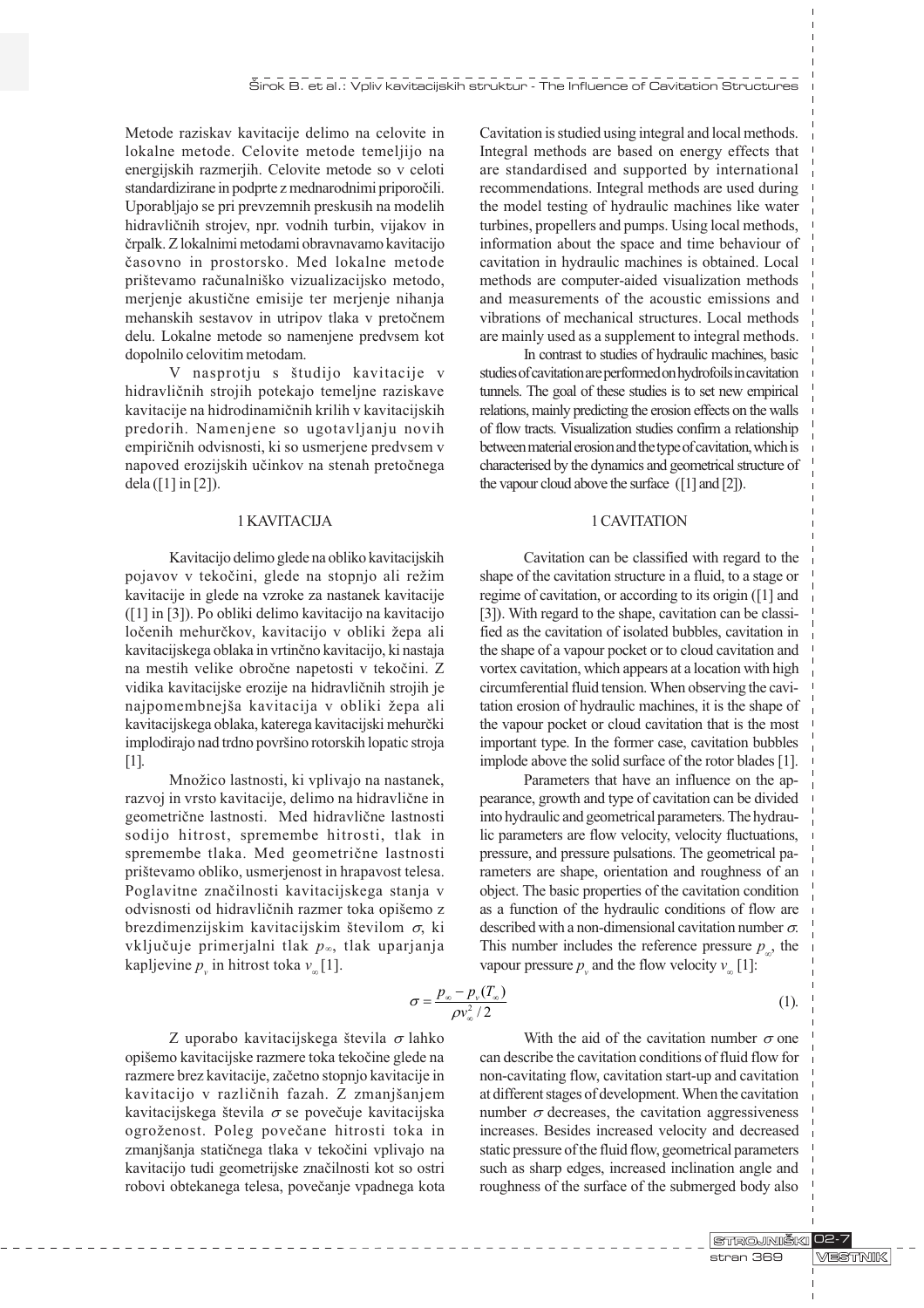Metode raziskav kavitacije delimo na celovite in lokalne metode. Celovite metode temeljijo na energijskih razmerjih. Celovite metode so v celoti standardizirane in podprte z mednarodnimi priporočili. Uporabljajo se pri prevzemnih preskusih na modelih hidravličnih strojev, npr. vodnih turbin, vijakov in črpalk. Z lokalnimi metodami obravnavamo kavitacijo časovno in prostorsko. Med lokalne metode prištevamo računalniško vizualizacijsko metodo, merjenje akustične emisije ter merjenje nihanja mehanskih sestavov in utripov tlaka v pretočnem delu. Lokalne metode so namenjene predvsem kot dopolnilo celovitim metodam.

V nasprotju s študijo kavitacije v hidravličnih strojih potekajo temeljne raziskave kavitacije na hidrodinamičnih krilih v kavitacijskih predorih. Namenjene so ugotavljanju novih empiričnih odvisnosti, ki so usmerjene predvsem v napoved erozijskih učinkov na stenah pretočnega dela ([1] in [2]).

Cavitation is studied using integral and local methods. Integral methods are based on energy effects that are standardised and supported by international recommendations. Integral methods are used during the model testing of hydraulic machines like water turbines, propellers and pumps. Using local methods, information about the space and time behaviour of cavitation in hydraulic machines is obtained. Local methods are computer-aided visualization methods and measurements of the acoustic emissions and vibrations of mechanical structures. Local methods are mainly used as a supplement to integral methods.

In contrast to studies of hydraulic machines, basic studies of cavitation are performed on hydrofoils in cavitation tunnels. The goal of these studies is to set new empirical relations, mainly predicting the erosion effects on the walls of flow tracts. Visualization studies confirm a relationship between material erosion and the type of cavitation, which is characterised by the dynamics and geometrical structure of the vapour cloud above the surface ([1] and [2]).

## 1 KAVITACIJA

## 1 CAVITATION

Kavitacijo delimo glede na obliko kavitacijskih pojavov v tekočini, glede na stopnjo ali režim kavitacije in glede na vzroke za nastanek kavitacije ([1] in [3]). Po obliki delimo kavitacijo na kavitacijo ločenih mehurčkov, kavitacijo v obliki žepa ali kavitacijskega oblaka in vrtinčno kavitacijo, ki nastaja na mestih velike obročne napetosti v tekočini. Z vidika kavitacijske erozije na hidravličnih strojih je najpomembnejša kavitacija v obliki žepa ali kavitacijskega oblaka, katerega kavitacijski mehurčki implodirajo nad trdno površino rotorskih lopatic stroja [1].

Množico lastnosti, ki vplivajo na nastanek, razvoj in vrsto kavitacije, delimo na hidravlične in geometrične lastnosti. Med hidravlične lastnosti sodijo hitrost, spremembe hitrosti, tlak in spremembe tlaka. Med geometrične lastnosti prištevamo obliko, usmerjenost in hrapavost telesa. Poglavitne značilnosti kavitacijskega stanja v odvisnosti od hidravličnih razmer toka opišemo z brezdimenzijskim kavitacijskim številom $\sigma$, ki vključuje primerjalni tlak $p_\infty$, tlak uparjanja kapljevine $p_v$ in hitrost toka $v_\infty$ [1].

Cavitation can be classified with regard to the shape of the cavitation structure in a fluid, to a stage or regime of cavitation, or according to its origin ([1] and [3]). With regard to the shape, cavitation can be classified as the cavitation of isolated bubbles, cavitation in the shape of a vapour pocket or to cloud cavitation and vortex cavitation, which appears at a location with high circumferential fluid tension. When observing the cavitation erosion of hydraulic machines, it is the shape of the vapour pocket or cloud cavitation that is the most important type. In the former case, cavitation bubbles implode above the solid surface of the rotor blades [1].

Parameters that have an influence on the appearance, growth and type of cavitation can be divided into hydraulic and geometrical parameters. The hydraulic parameters are flow velocity, velocity fluctuations, pressure, and pressure pulsations. The geometrical parameters are shape, orientation and roughness of an object. The basic properties of the cavitation condition as a function of the hydraulic conditions of flow are described with a non-dimensional cavitation number $\sigma$. This number includes the reference pressure $p_\infty$, the vapour pressure $p_v$ and the flow velocity $v_\infty$ [1]:

$$\sigma = \frac{p_\infty - p_v(T_\infty)}{\rho v_\infty^2 / 2} \tag{1}$$

Z uporabo kavitacijskega števila $\sigma$ lahko opišemo kavitacijske razmere toka tekočine glede na razmere brez kavitacije, začetno stopnjo kavitacije in kavitacijo v različnih fazah. Z zmanjšanjem kavitacijskega števila $\sigma$ se povečuje kavitacijska ogroženost. Poleg povečane hitrosti toka in zmanjšanja statičnega tlaka v tekočini vplivajo na kavitacijo tudi geometrijske značilnosti kot so ostri robovi obtekanega telesa, povečanje vpadnega kota

With the aid of the cavitation number $\sigma$ one can describe the cavitation conditions of fluid flow for non-cavitating flow, cavitation start-up and cavitation at different stages of development. When the cavitation number $\sigma$ decreases, the cavitation aggressiveness increases. Besides increased velocity and decreased static pressure of the fluid flow, geometrical parameters such as sharp edges, increased inclination angle and roughness of the surface of the submerged body also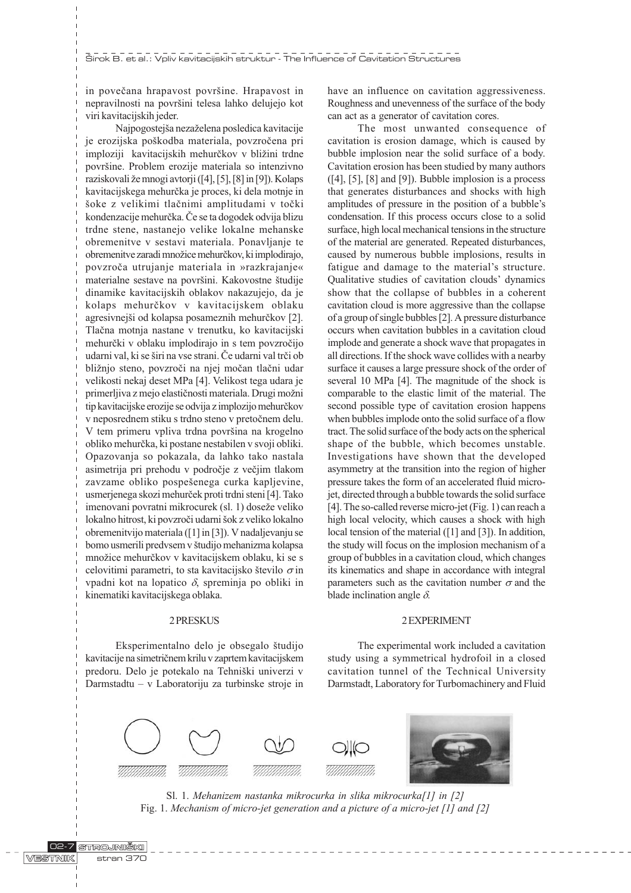in povečana hrapavost površine. Hrapavost in nepravilnosti na površini telesa lahko delujejo kot viri kavitacijskih jeder.

Najpogostejša nezaželena posledica kavitacije je erozijska poškodba materiala, povzročena pri imploziji kavitacijskih mehurčkov v bližini trdne površine. Problem erozije materiala so intenzivno raziskovali že mnogi avtorji ([4], [5], [8] in [9]). Kolaps kavitacijskega mehurčka je proces, ki dela motnje in šoke z velikimi tlačnimi amplitudami v točki kondenzacije mehurčka. Če se ta dogodek odvija blizu trdne stene, nastanejo velike lokalne mehanske obremenitve v sestavi materiala. Ponavljanje te obremenitve zaradi množice mehurčkov, ki implodirajo, povzroča utrujanje materiala in »razkrajanje« materialne sestave na površini. Kakovostne študije dinamike kavitacijskih oblakov nakazujejo, da je kolaps mehurčkov v kavitacijskem oblaku agresivnejši od kolapsa posameznih mehurčkov [2]. Tlačna motnja nastane v trenutku, ko kavitacijski mehurčki v oblaku implodirajo in s tem povzročijo udarni val, ki se širi na vse strani. Če udarni val trči ob bližnjo steno, povzroči na njej močan tlačni udar velikosti nekaj deset MPa [4]. Velikost tega udara je primerljiva z mejo elastičnosti materiala. Drugi možni tip kavitacijske erozije se odvija z implozijo mehurčkov v neposrednem stiku s trdno steno v pretočnem delu. V tem primeru vpliva trdna površina na kroglelno obliko mehurčka, ki postane nestabilen v svoji obliki. Opazovanja so pokazala, da lahko tako nastala asimetrija pri prehodu v področje z večjim tlakom zavzame obliko pospešenega curka kapljevine, usmerjenega skozi mehurček proti trdni steni [4]. Tako imenovani povratni mikrocurek (sl. 1) doseže veliko lokalno hitrost, ki povzroči udarni šok z veliko lokalno obremenitvijo materiala ([1] in [3]). V nadaljevanju se bomo usmerili predvsem v študijo mehanizma kolapsa množice mehurčkov v kavitacijskem oblaku, ki se s celovitimi parametri, to sta kavitacijsko število $\sigma$ in vpadni kot na lopatico $\delta$, spreminja po obliki in kinematiki kavitacijskega oblaka.

## 2 PRESKUS

Eksperimentalno delo je obsegalo študijo kavitacije na simetričnem krilu v zaprtem kavitacijskem predoru. Delo je potekalo na Tehniški univerzi v Darmstadtu – v Laboratoriju za turbinske stroje in

have an influence on cavitation aggressiveness. Roughness and unevenness of the surface of the body can act as a generator of cavitation cores.

The most unwanted consequence of cavitation is erosion damage, which is caused by bubble implosion near the solid surface of a body. Cavitation erosion has been studied by many authors ([4], [5], [8] and [9]). Bubble implosion is a process that generates disturbances and shocks with high amplitudes of pressure in the position of a bubble's condensation. If this process occurs close to a solid surface, high local mechanical tensions in the structure of the material are generated. Repeated disturbances, caused by numerous bubble implosions, results in fatigue and damage to the material's structure. Qualitative studies of cavitation clouds' dynamics show that the collapse of bubbles in a coherent cavitation cloud is more aggressive than the collapse of a group of single bubbles [2]. A pressure disturbance occurs when cavitation bubbles in a cavitation cloud implode and generate a shock wave that propagates in all directions. If the shock wave collides with a nearby surface it causes a large pressure shock of the order of several 10 MPa [4]. The magnitude of the shock is comparable to the elastic limit of the material. The second possible type of cavitation erosion happens when bubbles implode onto the solid surface of a flow tract. The solid surface of the body acts on the spherical shape of the bubble, which becomes unstable. Investigations have shown that the developed asymmetry at the transition into the region of higher pressure takes the form of an accelerated fluid micro-jet, directed through a bubble towards the solid surface [4]. The so-called reverse micro-jet (Fig. 1) can reach a high local velocity, which causes a shock with high local tension of the material ([1] and [3]). In addition, the study will focus on the implosion mechanism of a group of bubbles in a cavitation cloud, which changes its kinematics and shape in accordance with integral parameters such as the cavitation number $\sigma$ and the blade inclination angle $\delta$.

## 2 EXPERIMENT

The experimental work included a cavitation study using a symmetrical hydrofoil in a closed cavitation tunnel of the Technical University Darmstadt, Laboratory for Turbomachinery and Fluid

Sl. 1. *Mehanizem nastanka mikrocurka in slika mikrocurka[1] in [2]*
Fig. 1. *Mechanism of micro-jet generation and a picture of a micro-jet [1] and [2]*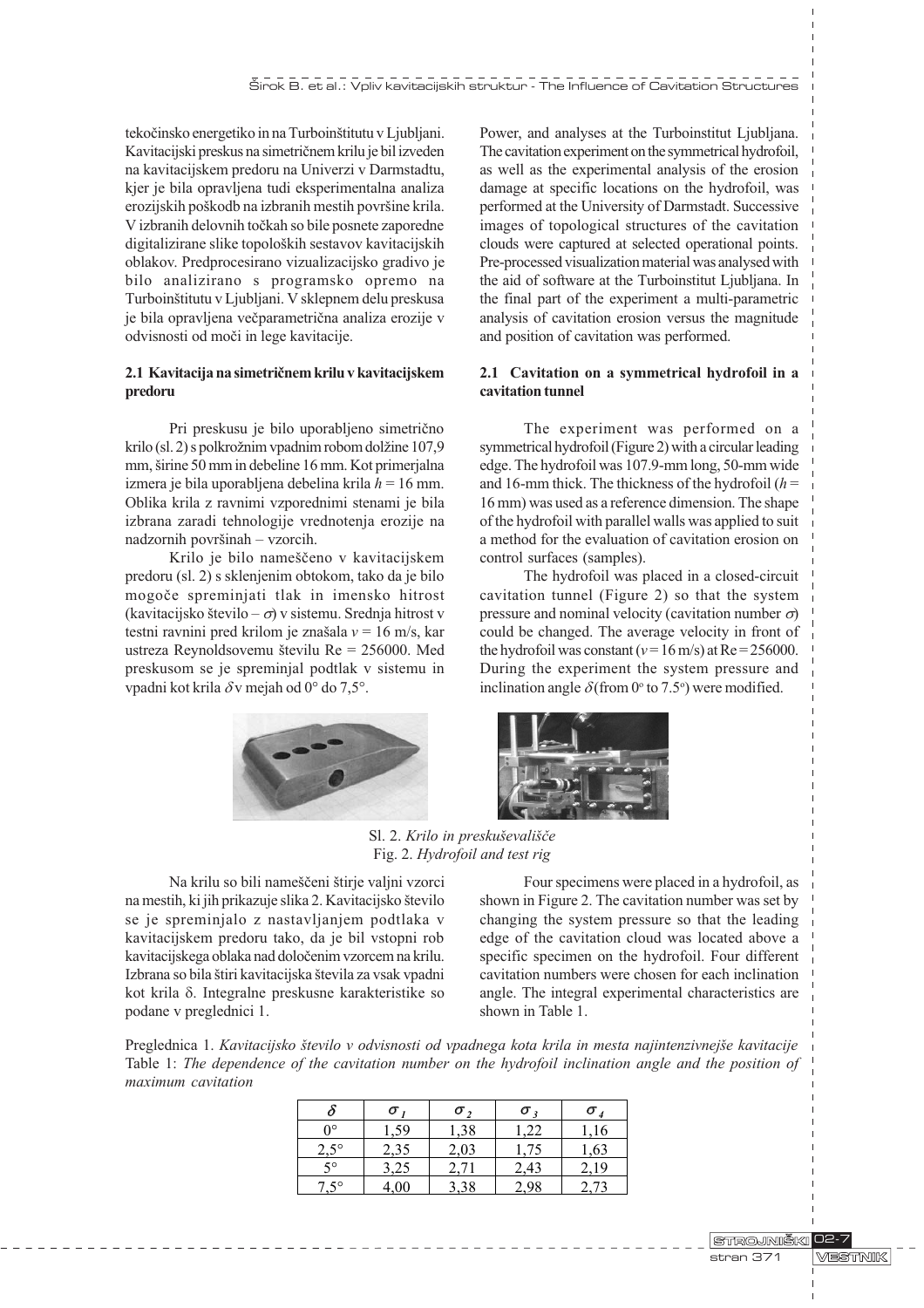tekočinsko energetiko in na Turboinštitutu v Ljubljani. Kavitacijski preskus na simetričnem krilu je bil izveden na kavitacijskem predoru na Univerzi v Darmstadtu, kjer je bila opravljena tudi eksperimentalna analiza erozijskih poškodb na izbranih mestih površine krila. V izbranih delovnih točkah so bile posnete zaporedne digitalizirane slike topoloških sestavov kavitacijskih oblakov. Predprocesirano vizualizacijsko gradivo je bilo analizirano s programsko opremo na Turboinštitutu v Ljubljani. V sklepnem delu preskusa je bila opravljena večparametrična analiza erozije v odvisnosti od moči in lege kavitacije.

Power, and analyses at the Turboinstitut Ljubljana. The cavitation experiment on the symmetrical hydrofoil, as well as the experimental analysis of the erosion damage at specific locations on the hydrofoil, was performed at the University of Darmstadt. Successive images of topological structures of the cavitation clouds were captured at selected operational points. Pre-processed visualization material was analysed with the aid of software at the Turboinstitut Ljubljana. In the final part of the experiment a multi-parametric analysis of cavitation erosion versus the magnitude and position of cavitation was performed.

### 2.1 Kavitacija na simetričnem krilu v kavitacijskem predoru

Pri preskusu je bilo uporabljeno simetrično krilo (sl. 2) s polkrožnim vpadnim robom dolžine 107,9 mm, širine 50 mm in debeline 16 mm. Kot primerjalna izmera je bila uporabljena debelina krila $h$ = 16 mm. Oblika krila z ravnimi vzporednimi stenami je bila izbrana zaradi tehnologije vrednotenja erozije na nadzornih površinah – vzorcih.

Krilo je bilo nameščeno v kavitacijskem predoru (sl. 2) s sklenjenim obtokom, tako da je bilo mogoče spreminjati tlak in imensko hitrost (kavitacijsko število – $\sigma$) v sistemu. Srednja hitrost v testni ravnini pred krilom je znašala $v$ = 16 m/s, kar ustreza Reynoldsovemu številu Re = 256000. Med preskusom se je spreminjal podtlak v sistemu in vpadni kot krila $\delta$ v mejah od 0° do 7,5°.

### 2.1 Cavitation on a symmetrical hydrofoil in a cavitation tunnel

The experiment was performed on a symmetrical hydrofoil (Figure 2) with a circular leading edge. The hydrofoil was 107.9-mm long, 50-mm wide and 16-mm thick. The thickness of the hydrofoil ($h$ = 16 mm) was used as a reference dimension. The shape of the hydrofoil with parallel walls was applied to suit a method for the evaluation of cavitation erosion on control surfaces (samples).

The hydrofoil was placed in a closed-circuit cavitation tunnel (Figure 2) so that the system pressure and nominal velocity (cavitation number $\sigma$) could be changed. The average velocity in front of the hydrofoil was constant ($v$ = 16 m/s) at Re = 256000. During the experiment the system pressure and inclination angle $\delta$ (from 0° to 7.5°) were modified.

Sl. 2. *Krilo in preskuševališče*
Fig. 2. *Hydrofoil and test rig*

Na krilu so bili nameščeni štirje valjni vzorci na mestih, ki jih prikazuje slika 2. Kavitacijsko število se je spreminjalo z nastavljanjem podtlaka v kavitacijskem predoru tako, da je bil vstopni rob kavitacijskega oblaka nad določenim vzorcem na krilu. Izbrana so bila štiri kavitacijska števila za vsak vpadni kot krila δ. Integralne preskusne karakteristike so podane v preglednici 1.

Four specimens were placed in a hydrofoil, as shown in Figure 2. The cavitation number was set by changing the system pressure so that the leading edge of the cavitation cloud was located above a specific specimen on the hydrofoil. Four different cavitation numbers were chosen for each inclination angle. The integral experimental characteristics are shown in Table 1.

Preglednica 1. *Kavitacijsko število v odvisnosti od vpadnega kota krila in mesta najintenzivnejše kavitacije*
Table 1: *The dependence of the cavitation number on the hydrofoil inclination angle and the position of maximum cavitation*

| $\delta$ | $\sigma_1$ | $\sigma_2$ | $\sigma_3$ | $\sigma_4$ |
|---|---|---|---|---|
| 0° | 1,59 | 1,38 | 1,22 | 1,16 |
| 2,5° | 2,35 | 2,03 | 1,75 | 1,63 |
| 5° | 3,25 | 2,71 | 2,43 | 2,19 |
| 7,5° | 4,00 | 3,38 | 2,98 | 2,73 |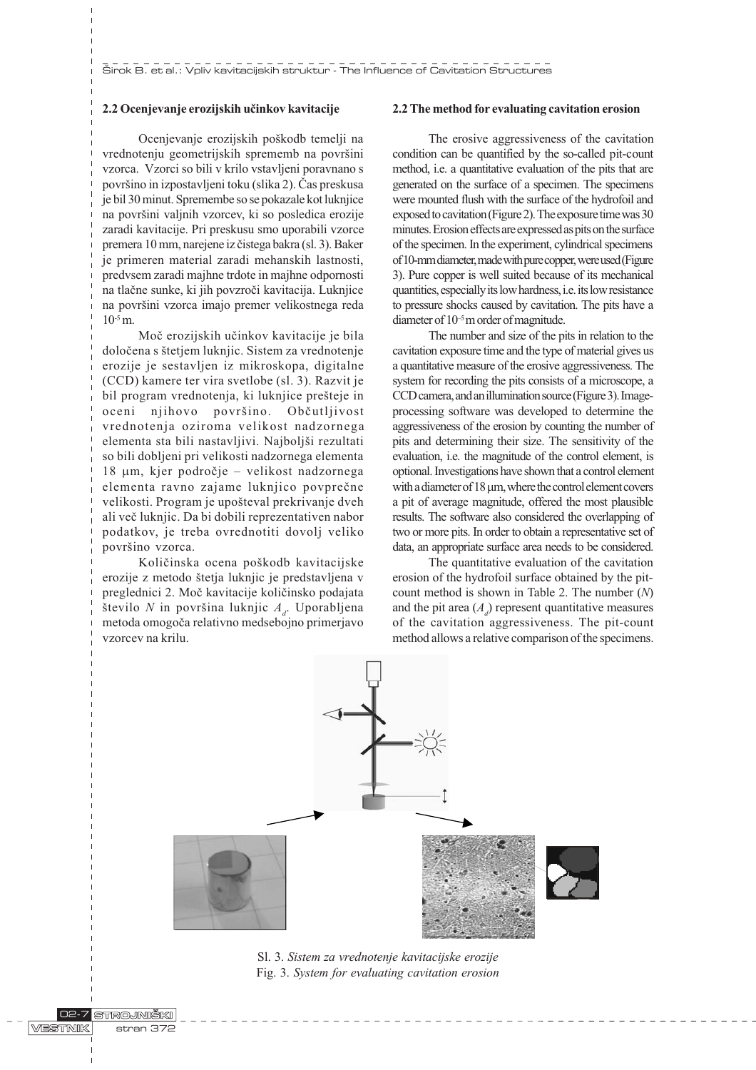## 2.2 Ocenjevanje erozijskih učinkov kavitacije

Ocenjevanje erozijskih poškodb temelji na vrednotenju geometrijskih sprememb na površini vzorca. Vzorci so bili v krilo vstavljeni poravnano s površino in izpostavljeni toku (slika 2). Čas preskusa je bil 30 minut. Spremembe so se pokazale kot luknjice na površini valjnih vzorcev, ki so posledica erozije zaradi kavitacije. Pri preskusu smo uporabili vzorce premera 10 mm, narejene iz čistega bakra (sl. 3). Baker je primeren material zaradi mehanskih lastnosti, predvsem zaradi majhne trdote in majhne odpornosti na tlačne sunke, ki jih povzroči kavitacija. Luknjice na površini vzorca imajo premer velikostnega reda $10^{-5}$ m.

Moč erozijskih učinkov kavitacije je bila določena s štetjem luknjic. Sistem za vrednotenje erozije je sestavljen iz mikroskopa, digitalne (CCD) kamere ter vira svetlobe (sl. 3). Razvit je bil program vrednotenja, ki luknjice prešteje in oceni njihovo površino. Občutljivost vrednotenja oziroma velikost nadzornega elementa sta bili nastavljivi. Najboljši rezultati so bili dobljeni pri velikosti nadzornega elementa 18 μm, kjer področje – velikost nadzornega elementa ravno zajame luknjico povprečne velikosti. Program je upošteval prekrivanje dveh ali več luknjic. Da bi dobili reprezentativen nabor podatkov, je treba ovrednotiti dovolj veliko površino vzorca.

Količinska ocena poškodb kavitacijske erozije z metodo štetja luknjic je predstavljena v preglednici 2. Moč kavitacije količinsko podajata število $N$ in površina luknjic $A_d$. Uporabljena metoda omogoča relativno medsebojno primerjavo vzorcev na krilu.

## 2.2 The method for evaluating cavitation erosion

The erosive aggressiveness of the cavitation condition can be quantified by the so-called pit-count method, i.e. a quantitative evaluation of the pits that are generated on the surface of a specimen. The specimens were mounted flush with the surface of the hydrofoil and exposed to cavitation (Figure 2). The exposure time was 30 minutes. Erosion effects are expressed as pits on the surface of the specimen. In the experiment, cylindrical specimens of 10-mm diameter, made with pure copper, were used (Figure 3). Pure copper is well suited because of its mechanical quantities, especially its low hardness, i.e. its low resistance to pressure shocks caused by cavitation. The pits have a diameter of $10^{-5}$ m order of magnitude.

The number and size of the pits in relation to the cavitation exposure time and the type of material gives us a quantitative measure of the erosive aggressiveness. The system for recording the pits consists of a microscope, a CCD camera, and an illumination source (Figure 3). Image-processing software was developed to determine the aggressiveness of the erosion by counting the number of pits and determining their size. The sensitivity of the evaluation, i.e. the magnitude of the control element, is optional. Investigations have shown that a control element with a diameter of 18 μm, where the control element covers a pit of average magnitude, offered the most plausible results. The software also considered the overlapping of two or more pits. In order to obtain a representative set of data, an appropriate surface area needs to be considered.

The quantitative evaluation of the cavitation erosion of the hydrofoil surface obtained by the pit-count method is shown in Table 2. The number ($N$) and the pit area ($A_d$) represent quantitative measures of the cavitation aggressiveness. The pit-count method allows a relative comparison of the specimens.

Sl. 3. *Sistem za vrednotenje kavitacijske erozije*
Fig. 3. *System for evaluating cavitation erosion*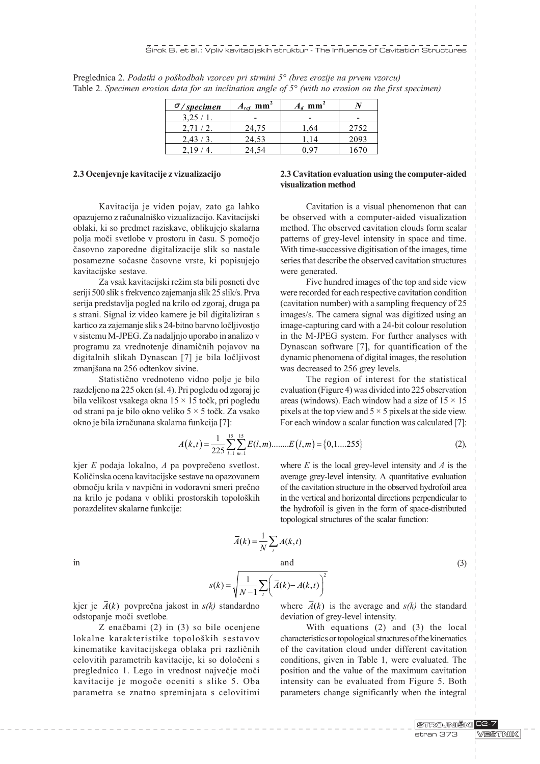Preglednica 2. *Podatki o poškodbah vzorcev pri strmini 5° (brez erozije na prvem vzorcu)*
Table 2. *Specimen erosion data for an inclination angle of 5° (with no erosion on the first specimen)*

| $\sigma$ / specimen | $A_{ref}$ mm² | $A_d$ mm² | $N$ |
|---|---|---|---|
| 3,25 / 1. | - | - | - |
| 2,71 / 2. | 24,75 | 1,64 | 2752 |
| 2,43 / 3. | 24,53 | 1,14 | 2093 |
| 2,19 / 4. | 24,54 | 0,97 | 1670 |

### 2.3 Ocenjevnje kavitacije z vizualizacijo

Kavitacija je viden pojav, zato ga lahko opazujemo z računalniško vizualizacijo. Kavitacijski oblaki, ki so predmet raziskave, oblikujejo skalarna polja moči svetlobe v prostoru in času. S pomočjo časovno zaporedne digitalizacije slik so nastale posamezne sočasne časovne vrste, ki popisujejo kavitacijske sestave.

Za vsak kavitacijski režim sta bili posneti dve seriji 500 slik s frekvenco zajemanja slik 25 slik/s. Prva serija predstavlja pogled na krilo od zgoraj, druga pa s strani. Signal iz video kamere je bil digitaliziran s kartico za zajemanje slik s 24-bitno barvno ločljivostjo v sistemu M-JPEG. Za nadaljnjo uporabo in analizo v programu za vrednotenje dinamičnih pojavov na digitalnih slikah Dynascan [7] je bila ločljivost zmanjšana na 256 odtenkov sivine.

Statistično vrednoteno vidno polje je bilo razdeljeno na 225 oken (sl. 4). Pri pogledu od zgoraj je bila velikost vsakega okna 15 × 15 točk, pri pogledu od strani pa je bilo okno veliko 5 × 5 točk. Za vsako okno je bila izračunana skalarna funkcija [7]:

### 2.3 Cavitation evaluation using the computer-aided visualization method

Cavitation is a visual phenomenon that can be observed with a computer-aided visualization method. The observed cavitation clouds form scalar patterns of grey-level intensity in space and time. With time-successive digitisation of the images, time series that describe the observed cavitation structures were generated.

Five hundred images of the top and side view were recorded for each respective cavitation condition (cavitation number) with a sampling frequency of 25 images/s. The camera signal was digitized using an image-capturing card with a 24-bit colour resolution in the M-JPEG system. For further analyses with Dynascan software [7], for quantification of the dynamic phenomena of digital images, the resolution was decreased to 256 grey levels.

The region of interest for the statistical evaluation (Figure 4) was divided into 225 observation areas (windows). Each window had a size of 15 × 15 pixels at the top view and 5 × 5 pixels at the side view. For each window a scalar function was calculated [7]:

$$A(k,t) = \frac{1}{225}\sum_{l=1}^{15}\sum_{m=1}^{15} E(l,m)........E(l,m) = \{0,1....255\} \qquad (2),$$

kjer $E$ podaja lokalno, $A$ pa povprečeno svetlost. Količinska ocena kavitacijske sestave na opazovanem območju krila v navpični in vodoravni smeri prečno na krilo je podana v obliki prostorskih topoloških porazdelitev skalarne funkcije:

where $E$ is the local grey-level intensity and $A$ is the average grey-level intensity. A quantitative evaluation of the cavitation structure in the observed hydrofoil area in the vertical and horizontal directions perpendicular to the hydrofoil is given in the form of space-distributed topological structures of the scalar function:

$$\overline{A}(k) = \frac{1}{N}\sum_{t} A(k,t)$$

in / and $\qquad (3)$

$$s(k) = \sqrt{\frac{1}{N-1}\sum_{t}\left(\overline{A}(k) - A(k,t)\right)^2}$$

kjer je $\overline{A}(k)$ povprečna jakost in $s(k)$ standardno odstopanje moči svetlobe.

Z enačbami (2) in (3) so bile ocenjene lokalne karakteristike topoloških sestavov kinematike kavitacijskega oblaka pri različnih celovitih parametrih kavitacije, ki so določeni s preglednico 1. Lego in vrednost največje moči kavitacije je mogoče oceniti s slike 5. Oba parametra se znatno spreminjata s celovitimi

where $\overline{A}(k)$ is the average and $s(k)$ the standard deviation of grey-level intensity.

With equations (2) and (3) the local characteristics or topological structures of the kinematics of the cavitation cloud under different cavitation conditions, given in Table 1, were evaluated. The position and the value of the maximum cavitation intensity can be evaluated from Figure 5. Both parameters change significantly when the integral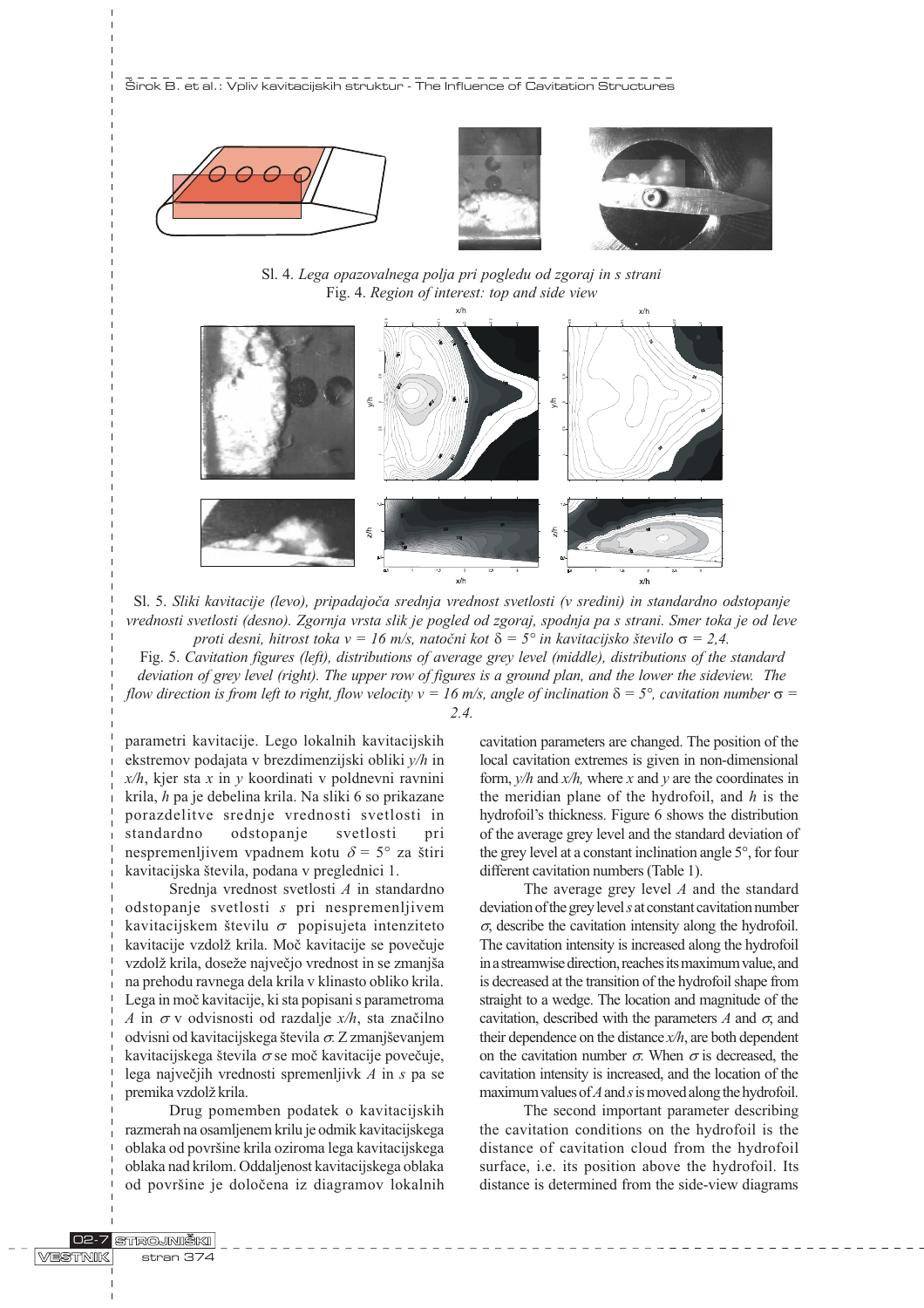Sl. 4. *Lega opazovalnega polja pri pogledu od zgoraj in s strani*
Fig. 4. *Region of interest: top and side view*

Sl. 5. *Sliki kavitacije (levo), pripadajoča srednja vrednost svetlosti (v sredini) in standardno odstopanje vrednosti svetlosti (desno). Zgornja vrsta slik je pogled od zgoraj, spodnja pa s strani. Smer toka je od leve proti desni, hitrost toka $v$ = 16 m/s, natočni kot $\delta$ = 5° in kavitacijsko število $\sigma$ = 2,4.*
Fig. 5. *Cavitation figures (left), distributions of average grey level (middle), distributions of the standard deviation of grey level (right). The upper row of figures is a ground plan, and the lower the sideview. The flow direction is from left to right, flow velocity $v$ = 16 m/s, angle of inclination $\delta$ = 5°, cavitation number $\sigma$ = 2.4.*

parametri kavitacije. Lego lokalnih kavitacijskih ekstremov podajata v brezdimenzijski obliki $y/h$ in $x/h$, kjer sta $x$ in $y$ koordinati v poldnevni ravnini krila, $h$ pa je debelina krila. Na sliki 6 so prikazane porazdelitve srednje vrednosti svetlosti in standardno odstopanje svetlosti pri nespremenljivem vpadnem kotu $\delta$ = 5° za štiri kavitacijska števila, podana v preglednici 1.

Srednja vrednost svetlosti $A$ in standardno odstopanje svetlosti $s$ pri nespremenljivem kavitacijskem številu $\sigma$ popisujeta intenziteto kavitacije vzdolž krila. Moč kavitacije se povečuje vzdolž krila, doseže največjo vrednost in se zmanjša na prehodu ravnega dela krila v klinasto obliko krila. Lega in moč kavitacije, ki sta popisani s parametroma $A$ in $\sigma$ v odvisnosti od razdalje $x/h$, sta značilno odvisni od kavitacijskega števila $\sigma$. Z zmanjševanjem kavitacijskega števila $\sigma$ se moč kavitacije povečuje, lega največjih vrednosti spremenljivk $A$ in $s$ pa se premika vzdolž krila.

Drug pomemben podatek o kavitacijskih razmerah na osamljenem krilu je odmik kavitacijskega oblaka od površine krila oziroma lega kavitacijskega oblaka nad krilom. Oddaljenost kavitacijskega oblaka od površine je določena iz diagramov lokalnih

cavitation parameters are changed. The position of the local cavitation extremes is given in non-dimensional form, $y/h$ and $x/h$, where $x$ and $y$ are the coordinates in the meridian plane of the hydrofoil, and $h$ is the hydrofoil's thickness. Figure 6 shows the distribution of the average grey level and the standard deviation of the grey level at a constant inclination angle 5°, for four different cavitation numbers (Table 1).

The average grey level $A$ and the standard deviation of the grey level $s$ at constant cavitation number $\sigma$, describe the cavitation intensity along the hydrofoil. The cavitation intensity is increased along the hydrofoil in a streamwise direction, reaches its maximum value, and is decreased at the transition of the hydrofoil shape from straight to a wedge. The location and magnitude of the cavitation, described with the parameters $A$ and $\sigma$, and their dependence on the distance $x/h$, are both dependent on the cavitation number $\sigma$. When $\sigma$ is decreased, the cavitation intensity is increased, and the location of the maximum values of $A$ and $s$ is moved along the hydrofoil.

The second important parameter describing the cavitation conditions on the hydrofoil is the distance of cavitation cloud from the hydrofoil surface, i.e. its position above the hydrofoil. Its distance is determined from the side-view diagrams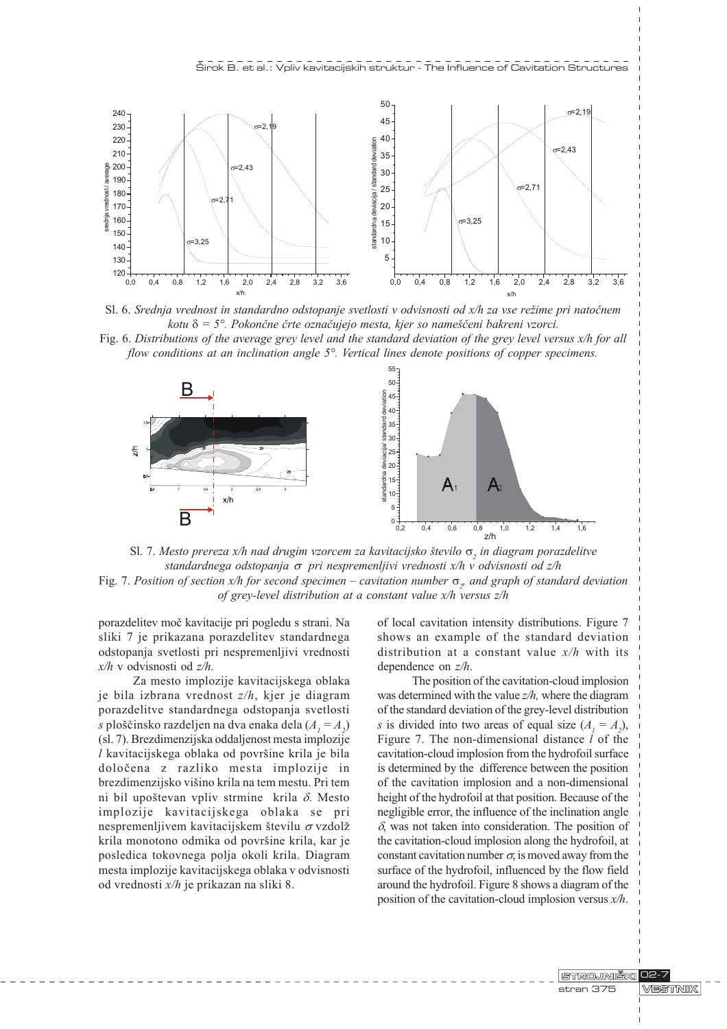Sl. 6. *Srednja vrednost in standardno odstopanje svetlosti v odvisnosti od x/h za vse režime pri natočnem kotu* $\delta = 5°$. *Pokončne črte označujejo mesta, kjer so nameščeni bakreni vzorci.*

Fig. 6. *Distributions of the average grey level and the standard deviation of the grey level versus x/h for all flow conditions at an inclination angle 5°. Vertical lines denote positions of copper specimens.*

Sl. 7. *Mesto prereza x/h nad drugim vzorcem za kavitacijsko število* $\sigma_2$ *in diagram porazdelitve standardnega odstopanja* $\sigma$ *pri nespremenljivi vrednosti x/h v odvisnosti od z/h*

Fig. 7. *Position of section x/h for second specimen – cavitation number* $\sigma_2$, *and graph of standard deviation of grey-level distribution at a constant value x/h versus z/h*

porazdelitev moč kavitacije pri pogledu s strani. Na sliki 7 je prikazana porazdelitev standardnega odstopanja svetlosti pri nespremenljivi vrednosti *x/h* v odvisnosti od *z/h.*

Za mesto implozije kavitacijskega oblaka je bila izbrana vrednost *z/h*, kjer je diagram porazdelitve standardnega odstopanja svetlosti *s* ploščinsko razdeljen na dva enaka dela ($A_1 = A_2$) (sl. 7). Brezdimenzijska oddaljenost mesta implozije *l* kavitacijskega oblaka od površine krila je bila določena z razliko mesta implozije in brezdimenzijsko višino krila na tem mestu. Pri tem ni bil upoštevan vpliv strmine krila $\delta$. Mesto implozije kavitacijskega oblaka se pri nespremenljivem kavitacijskem številu $\sigma$ vzdolž krila monotono odmika od površine krila, kar je posledica tokovnega polja okoli krila. Diagram mesta implozije kavitacijskega oblaka v odvisnosti od vrednosti *x/h* je prikazan na sliki 8.

of local cavitation intensity distributions. Figure 7 shows an example of the standard deviation distribution at a constant value *x/h* with its dependence on *z/h*.

The position of the cavitation-cloud implosion was determined with the value *z/h,* where the diagram of the standard deviation of the grey-level distribution *s* is divided into two areas of equal size ($A_1 = A_2$), Figure 7. The non-dimensional distance *l* of the cavitation-cloud implosion from the hydrofoil surface is determined by the difference between the position of the cavitation implosion and a non-dimensional height of the hydrofoil at that position. Because of the negligible error, the influence of the inclination angle $\delta$, was not taken into consideration. The position of the cavitation-cloud implosion along the hydrofoil, at constant cavitation number $\sigma$, is moved away from the surface of the hydrofoil, influenced by the flow field around the hydrofoil. Figure 8 shows a diagram of the position of the cavitation-cloud implosion versus *x/h*.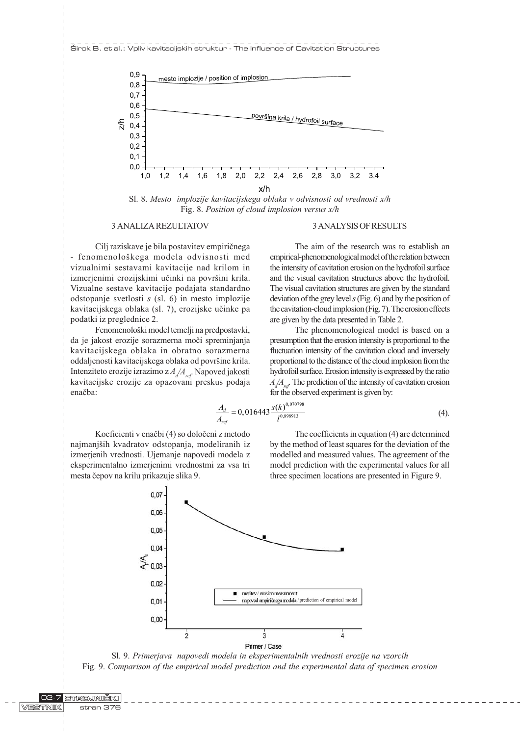Sl. 8. *Mesto implozije kavitacijskega oblaka v odvisnosti od vrednosti x/h*
Fig. 8. *Position of cloud implosion versus x/h*

## 3 ANALIZA REZULTATOV

Cilj raziskave je bila postavitev empiričnega - fenomenološkega modela odvisnosti med vizualnimi sestavami kavitacije nad krilom in izmerjenimi erozijskimi učinki na površini krila. Vizualne sestave kavitacije podajata standardno odstopanje svetlosti *s* (sl. 6) in mesto implozije kavitacijskega oblaka (sl. 7), erozijske učinke pa podatki iz preglednice 2.

Fenomenološki model temelji na predpostavki, da je jakost erozije sorazmerna moči spreminjanja kavitacijskega oblaka in obratno sorazmerna oddaljenosti kavitacijskega oblaka od površine krila. Intenziteto erozije izrazimo z $A_d/A_{ref}$. Napoved jakosti kavitacijske erozije za opazovani preskus podaja enačba:

## 3 ANALYSIS OF RESULTS

The aim of the research was to establish an empirical-phenomenological model of the relation between the intensity of cavitation erosion on the hydrofoil surface and the visual cavitation structures above the hydrofoil. The visual cavitation structures are given by the standard deviation of the grey level *s* (Fig. 6) and by the position of the cavitation-cloud implosion (Fig. 7). The erosion effects are given by the data presented in Table 2.

The phenomenological model is based on a presumption that the erosion intensity is proportional to the fluctuation intensity of the cavitation cloud and inversely proportional to the distance of the cloud implosion from the hydrofoil surface. Erosion intensity is expressed by the ratio $A_d/A_{ref}$. The prediction of the intensity of cavitation erosion for the observed experiment is given by:

$$\frac{A_d}{A_{ref}} = 0,016443 \frac{s(k)^{0,070798}}{l^{0,898913}} \tag{4}$$

Koeficienti v enačbi (4) so določeni z metodo najmanjših kvadratov odstopanja, modeliranih iz izmerjenih vrednosti. Ujemanje napovedi modela z eksperimentalno izmerjenimi vrednostmi za vsa tri mesta čepov na krilu prikazuje slika 9.

The coefficients in equation (4) are determined by the method of least squares for the deviation of the modelled and measured values. The agreement of the model prediction with the experimental values for all three specimen locations are presented in Figure 9.

Sl. 9. *Primerjava napovedi modela in eksperimentalnih vrednosti erozije na vzorcih*
Fig. 9. *Comparison of the empirical model prediction and the experimental data of specimen erosion*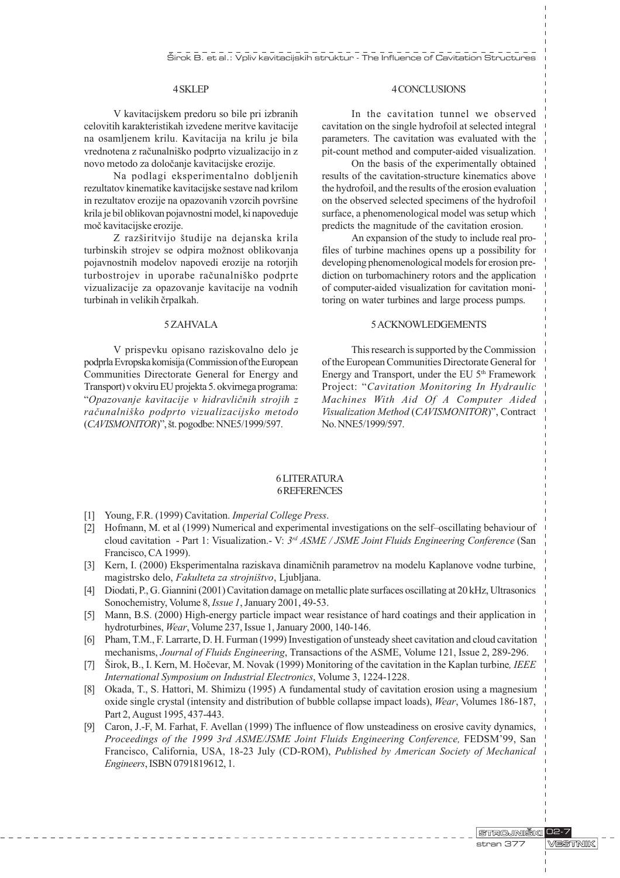## 4 SKLEP

V kavitacijskem predoru so bile pri izbranih celovitih karakteristikah izvedene meritve kavitacije na osamljenem krilu. Kavitacija na krilu je bila vrednotena z računalniško podprto vizualizacijo in z novo metodo za določanje kavitacijske erozije.

Na podlagi eksperimentalno dobljenih rezultatov kinematike kavitacijske sestave nad krilom in rezultatov erozije na opazovanih vzorcih površine krila je bil oblikovan pojavnostni model, ki napoveduje moč kavitacijske erozije.

Z razširitvijo študije na dejanska krila turbinskih strojev se odpira možnost oblikovanja pojavnostnih modelov napovedi erozije na rotorjih turbostrojev in uporabe računalniško podprte vizualizacije za opazovanje kavitacije na vodnih turbinah in velikih črpalkah.

## 4 CONCLUSIONS

In the cavitation tunnel we observed cavitation on the single hydrofoil at selected integral parameters. The cavitation was evaluated with the pit-count method and computer-aided visualization.

On the basis of the experimentally obtained results of the cavitation-structure kinematics above the hydrofoil, and the results of the erosion evaluation on the observed selected specimens of the hydrofoil surface, a phenomenological model was setup which predicts the magnitude of the cavitation erosion.

An expansion of the study to include real profiles of turbine machines opens up a possibility for developing phenomenological models for erosion prediction on turbomachinery rotors and the application of computer-aided visualization for cavitation monitoring on water turbines and large process pumps.

## 5 ZAHVALA

V prispevku opisano raziskovalno delo je podprla Evropska komisija (Commission of the European Communities Directorate General for Energy and Transport) v okviru EU projekta 5. okvirnega programa: "*Opazovanje kavitacije v hidravličnih strojih z računalniško podprto vizualizacijsko metodo* (*CAVISMONITOR*)", št. pogodbe: NNE5/1999/597.

## 5 ACKNOWLEDGEMENTS

This research is supported by the Commission of the European Communities Directorate General for Energy and Transport, under the EU 5th Framework Project: "*Cavitation Monitoring In Hydraulic Machines With Aid Of A Computer Aided Visualization Method* (*CAVISMONITOR*)", Contract No. NNE5/1999/597.

## 6 LITERATURA
## 6 REFERENCES

[1] Young, F.R. (1999) Cavitation. *Imperial College Press*.

[2] Hofmann, M. et al (1999) Numerical and experimental investigations on the self–oscillating behaviour of cloud cavitation - Part 1: Visualization.- V: *3rd ASME / JSME Joint Fluids Engineering Conference* (San Francisco, CA 1999).

[3] Kern, I. (2000) Eksperimentalna raziskava dinamičnih parametrov na modelu Kaplanove vodne turbine, magistrsko delo, *Fakulteta za strojništvo*, Ljubljana.

[4] Diodati, P., G. Giannini (2001) Cavitation damage on metallic plate surfaces oscillating at 20 kHz, Ultrasonics Sonochemistry, Volume 8, *Issue 1*, January 2001, 49-53.

[5] Mann, B.S. (2000) High-energy particle impact wear resistance of hard coatings and their application in hydroturbines, *Wear*, Volume 237, Issue 1, January 2000, 140-146.

[6] Pham, T.M., F. Larrarte, D. H. Furman (1999) Investigation of unsteady sheet cavitation and cloud cavitation mechanisms, *Journal of Fluids Engineering*, Transactions of the ASME, Volume 121, Issue 2, 289-296.

[7] Širok, B., I. Kern, M. Hočevar, M. Novak (1999) Monitoring of the cavitation in the Kaplan turbine*, IEEE International Symposium on Industrial Electronics*, Volume 3, 1224-1228.

[8] Okada, T., S. Hattori, M. Shimizu (1995) A fundamental study of cavitation erosion using a magnesium oxide single crystal (intensity and distribution of bubble collapse impact loads), *Wear*, Volumes 186-187, Part 2, August 1995, 437-443.

[9] Caron, J.-F, M. Farhat, F. Avellan (1999) The influence of flow unsteadiness on erosive cavity dynamics, *Proceedings of the 1999 3rd ASME/JSME Joint Fluids Engineering Conference,* FEDSM'99, San Francisco, California, USA, 18-23 July (CD-ROM), *Published by American Society of Mechanical Engineers*, ISBN 0791819612, 1.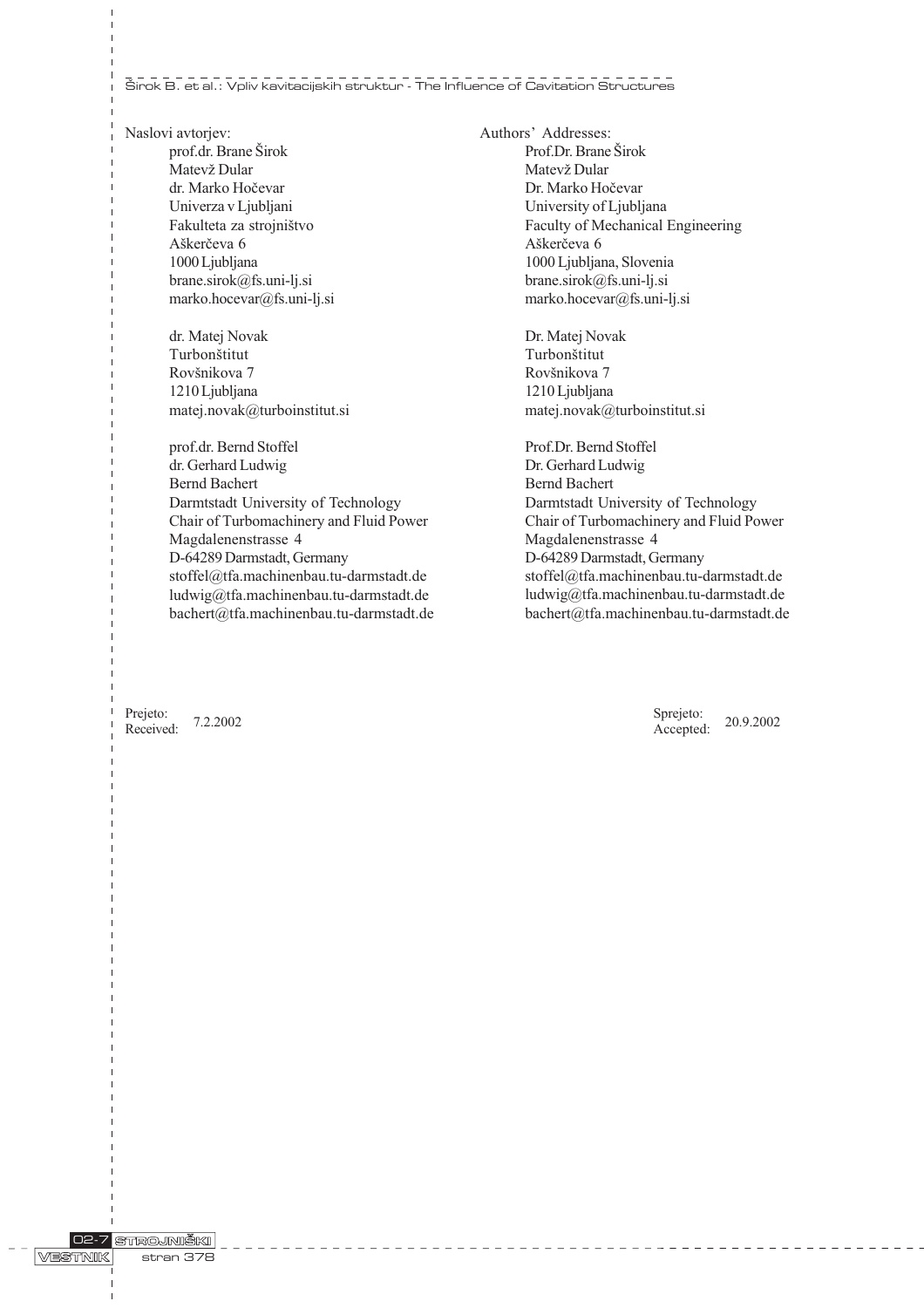Naslovi avtorjev:

prof.dr. Brane Širok
Matevž Dular
dr. Marko Hočevar
Univerza v Ljubljani
Fakulteta za strojništvo
Aškerčeva 6
1000 Ljubljana
brane.sirok@fs.uni-lj.si
marko.hocevar@fs.uni-lj.si

dr. Matej Novak
Turbonštitut
Rovšnikova 7
1210 Ljubljana
matej.novak@turboinstitut.si

prof.dr. Bernd Stoffel
dr. Gerhard Ludwig
Bernd Bachert
Darmtstadt University of Technology
Chair of Turbomachinery and Fluid Power
Magdalenenstrasse 4
D-64289 Darmstadt, Germany
stoffel@tfa.machinenbau.tu-darmstadt.de
ludwig@tfa.machinenbau.tu-darmstadt.de
bachert@tfa.machinenbau.tu-darmstadt.de

Authors' Addresses:

Prof.Dr. Brane Širok
Matevž Dular
Dr. Marko Hočevar
University of Ljubljana
Faculty of Mechanical Engineering
Aškerčeva 6
1000 Ljubljana, Slovenia
brane.sirok@fs.uni-lj.si
marko.hocevar@fs.uni-lj.si

Dr. Matej Novak
Turbonštitut
Rovšnikova 7
1210 Ljubljana
matej.novak@turboinstitut.si

Prof.Dr. Bernd Stoffel
Dr. Gerhard Ludwig
Bernd Bachert
Darmtstadt University of Technology
Chair of Turbomachinery and Fluid Power
Magdalenenstrasse 4
D-64289 Darmstadt, Germany
stoffel@tfa.machinenbau.tu-darmstadt.de
ludwig@tfa.machinenbau.tu-darmstadt.de
bachert@tfa.machinenbau.tu-darmstadt.de

Prejeto:
Received: 7.2.2002

Sprejeto:
Accepted: 20.9.2002